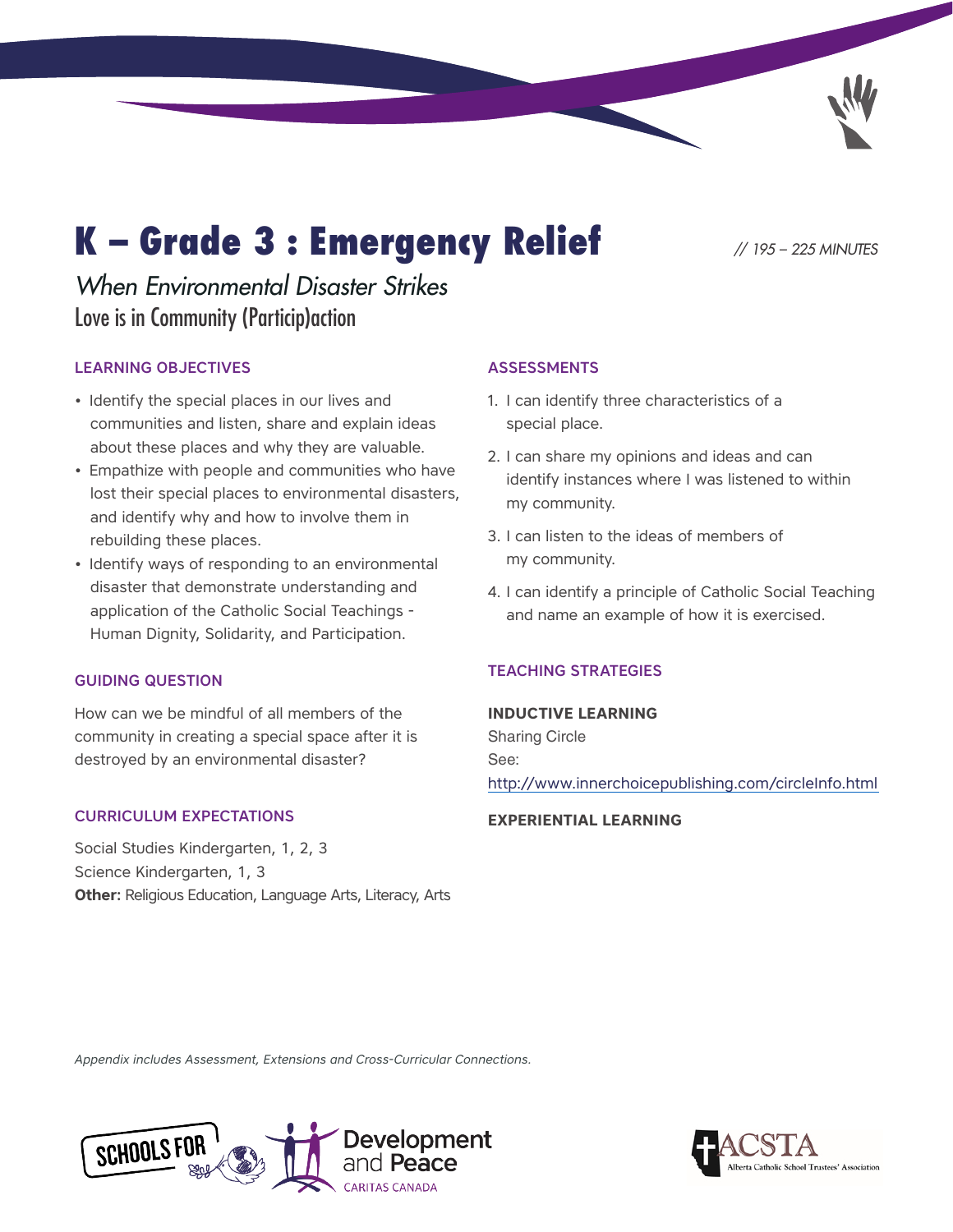# K – Grade 3 : Emergency Relief

*// 195 – 225 MINUTES*

## *When Environmental Disaster Strikes*

### Love is in Community (Particip)action

#### LEARNING OBJECTIVES

- Identify the special places in our lives and communities and listen, share and explain ideas about these places and why they are valuable.
- Empathize with people and communities who have lost their special places to environmental disasters, and identify why and how to involve them in rebuilding these places.
- Identify ways of responding to an environmental disaster that demonstrate understanding and application of the Catholic Social Teachings - Human Dignity, Solidarity, and Participation.

#### GUIDING QUESTION

How can we be mindful of all members of the community in creating a special space after it is destroyed by an environmental disaster?

#### CURRICULUM EXPECTATIONS

Social Studies Kindergarten, 1, 2, 3
Science Kindergarten, 1, 3
**Other:** Religious Education, Language Arts, Literacy, Arts

#### ASSESSMENTS

1. I can identify three characteristics of a special place.
2. I can share my opinions and ideas and can identify instances where I was listened to within my community.
3. I can listen to the ideas of members of my community.
4. I can identify a principle of Catholic Social Teaching and name an example of how it is exercised.

#### TEACHING STRATEGIES

**INDUCTIVE LEARNING**
Sharing Circle
See:
http://www.innerchoicepublishing.com/circleInfo.html

**EXPERIENTIAL LEARNING**

*Appendix includes Assessment, Extensions and Cross-Curricular Connections.*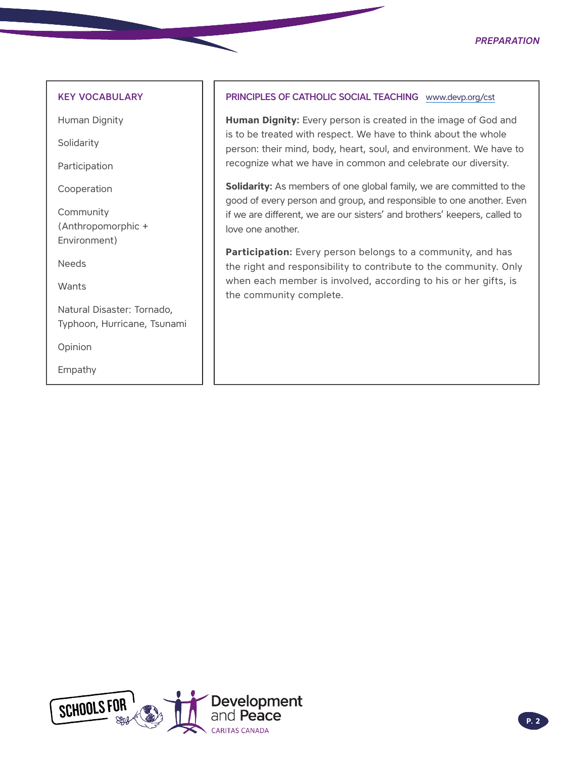## KEY VOCABULARY

Human Dignity

Solidarity

Participation

Cooperation

Community (Anthropomorphic + Environment)

Needs

Wants

Natural Disaster: Tornado, Typhoon, Hurricane, Tsunami

Opinion

Empathy

## PRINCIPLES OF CATHOLIC SOCIAL TEACHING www.devp.org/cst

**Human Dignity:** Every person is created in the image of God and is to be treated with respect. We have to think about the whole person: their mind, body, heart, soul, and environment. We have to recognize what we have in common and celebrate our diversity.

**Solidarity:** As members of one global family, we are committed to the good of every person and group, and responsible to one another. Even if we are different, we are our sisters' and brothers' keepers, called to love one another.

**Participation:** Every person belongs to a community, and has the right and responsibility to contribute to the community. Only when each member is involved, according to his or her gifts, is the community complete.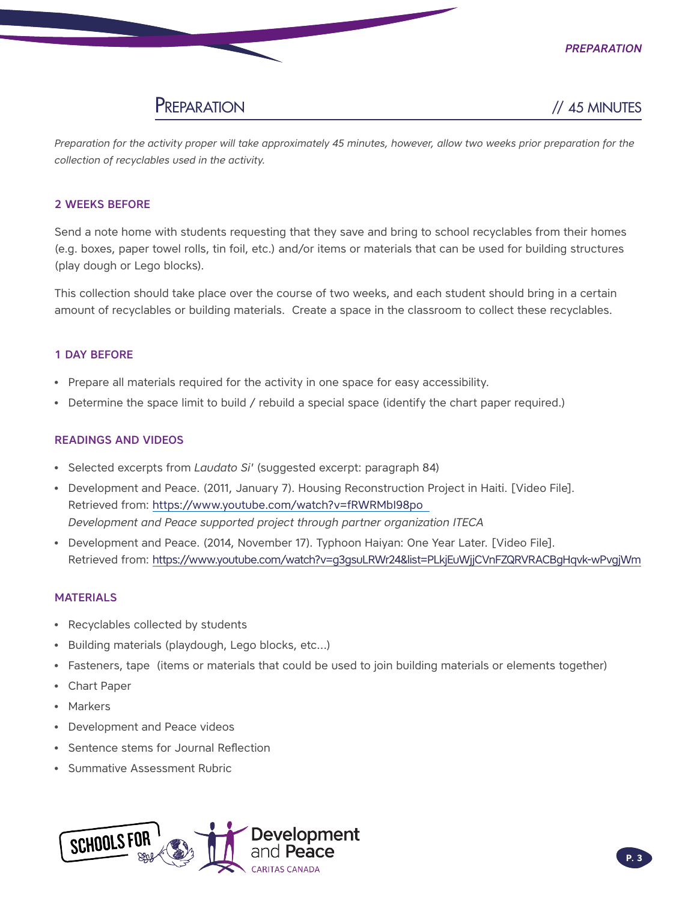## Preparation // 45 MINUTES

*Preparation for the activity proper will take approximately 45 minutes, however, allow two weeks prior preparation for the collection of recyclables used in the activity.*

### 2 WEEKS BEFORE

Send a note home with students requesting that they save and bring to school recyclables from their homes (e.g. boxes, paper towel rolls, tin foil, etc.) and/or items or materials that can be used for building structures (play dough or Lego blocks).

This collection should take place over the course of two weeks, and each student should bring in a certain amount of recyclables or building materials. Create a space in the classroom to collect these recyclables.

### 1 DAY BEFORE

- Prepare all materials required for the activity in one space for easy accessibility.
- Determine the space limit to build / rebuild a special space (identify the chart paper required.)

### READINGS AND VIDEOS

- Selected excerpts from *Laudato Si'* (suggested excerpt: paragraph 84)
- Development and Peace. (2011, January 7). Housing Reconstruction Project in Haiti. [Video File]. Retrieved from: https://www.youtube.com/watch?v=fRWRMbI98po
  *Development and Peace supported project through partner organization ITECA*
- Development and Peace. (2014, November 17). Typhoon Haiyan: One Year Later. [Video File]. Retrieved from: https://www.youtube.com/watch?v=g3gsuLRWr24&list=PLkjEuWjjCVnFZQRVRACBgHqvk-wPvgjWm

### MATERIALS

- Recyclables collected by students
- Building materials (playdough, Lego blocks, etc...)
- Fasteners, tape (items or materials that could be used to join building materials or elements together)
- Chart Paper
- Markers
- Development and Peace videos
- Sentence stems for Journal Reflection
- Summative Assessment Rubric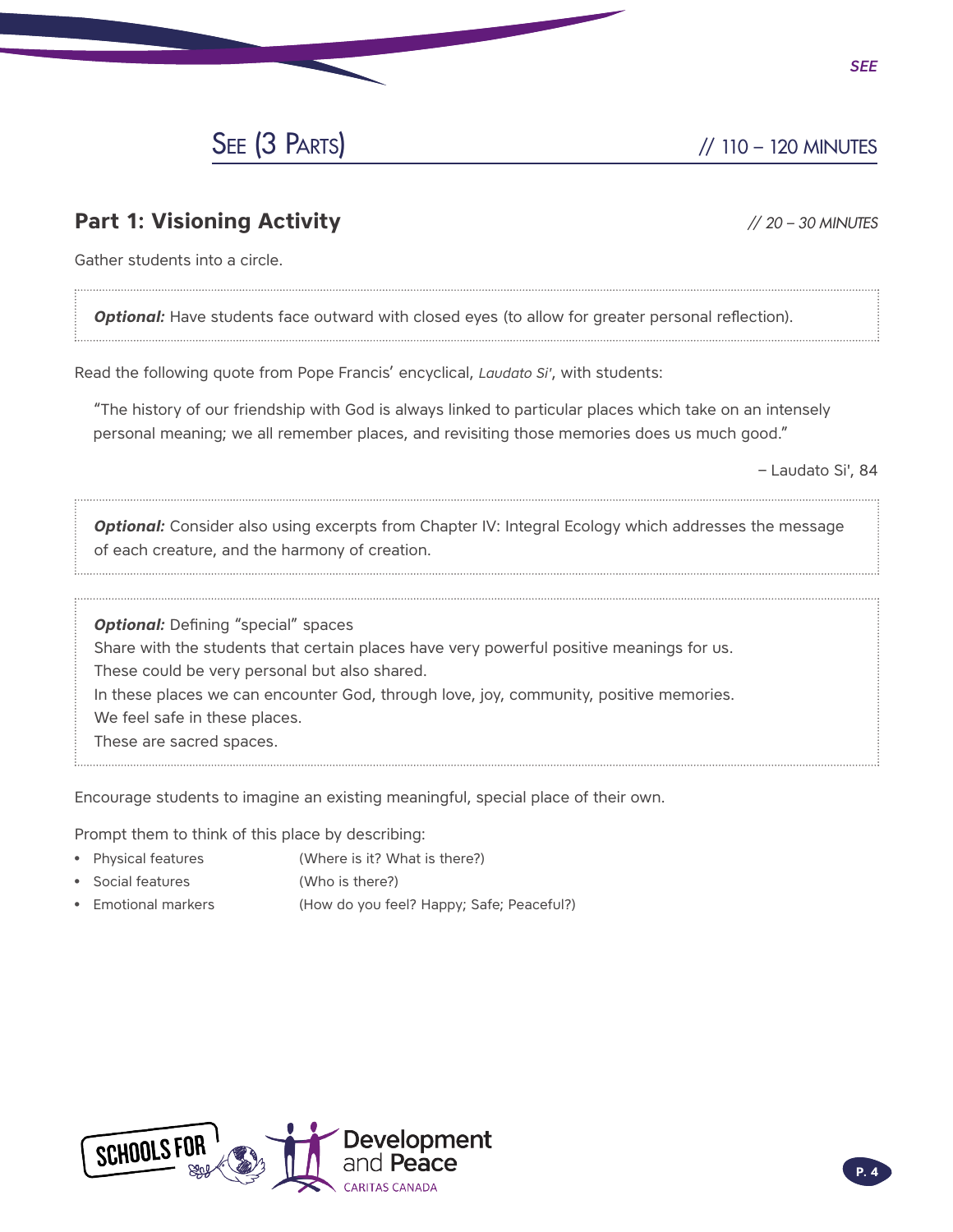## See (3 Parts) // 110 – 120 MINUTES

### Part 1: Visioning Activity // *20 – 30 MINUTES*

Gather students into a circle.

***Optional:*** Have students face outward with closed eyes (to allow for greater personal reflection).

Read the following quote from Pope Francis' encyclical, *Laudato Si'*, with students:

> "The history of our friendship with God is always linked to particular places which take on an intensely personal meaning; we all remember places, and revisiting those memories does us much good."
>
> – Laudato Si', 84

***Optional:*** Consider also using excerpts from Chapter IV: Integral Ecology which addresses the message of each creature, and the harmony of creation.

***Optional:*** Defining "special" spaces
Share with the students that certain places have very powerful positive meanings for us.
These could be very personal but also shared.
In these places we can encounter God, through love, joy, community, positive memories.
We feel safe in these places.
These are sacred spaces.

Encourage students to imagine an existing meaningful, special place of their own.

Prompt them to think of this place by describing:

- Physical features (Where is it? What is there?)
- Social features (Who is there?)
- Emotional markers (How do you feel? Happy; Safe; Peaceful?)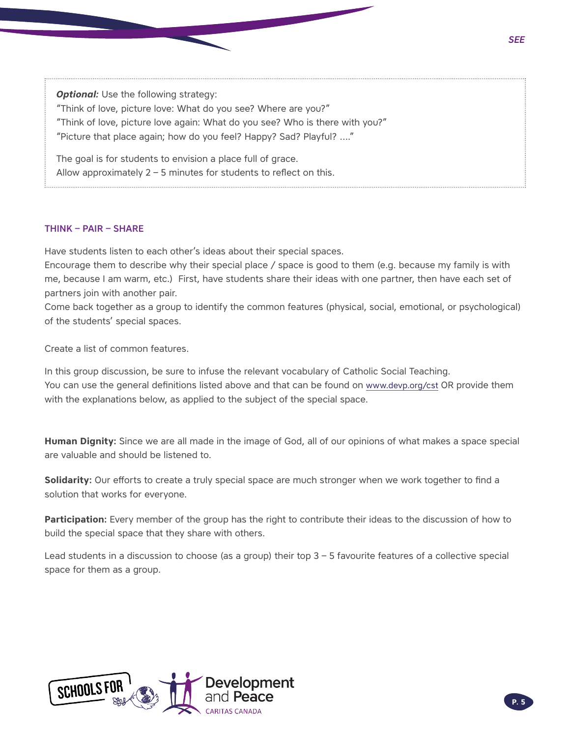***Optional:*** Use the following strategy:
"Think of love, picture love: What do you see? Where are you?"
"Think of love, picture love again: What do you see? Who is there with you?"
"Picture that place again; how do you feel? Happy? Sad? Playful? ...."

The goal is for students to envision a place full of grace.
Allow approximately 2 – 5 minutes for students to reflect on this.

### THINK – PAIR – SHARE

Have students listen to each other's ideas about their special spaces.
Encourage them to describe why their special place / space is good to them (e.g. because my family is with me, because I am warm, etc.) First, have students share their ideas with one partner, then have each set of partners join with another pair.
Come back together as a group to identify the common features (physical, social, emotional, or psychological) of the students' special spaces.

Create a list of common features.

In this group discussion, be sure to infuse the relevant vocabulary of Catholic Social Teaching.
You can use the general definitions listed above and that can be found on www.devp.org/cst OR provide them with the explanations below, as applied to the subject of the special space.

**Human Dignity:** Since we are all made in the image of God, all of our opinions of what makes a space special are valuable and should be listened to.

**Solidarity:** Our efforts to create a truly special space are much stronger when we work together to find a solution that works for everyone.

**Participation:** Every member of the group has the right to contribute their ideas to the discussion of how to build the special space that they share with others.

Lead students in a discussion to choose (as a group) their top 3 – 5 favourite features of a collective special space for them as a group.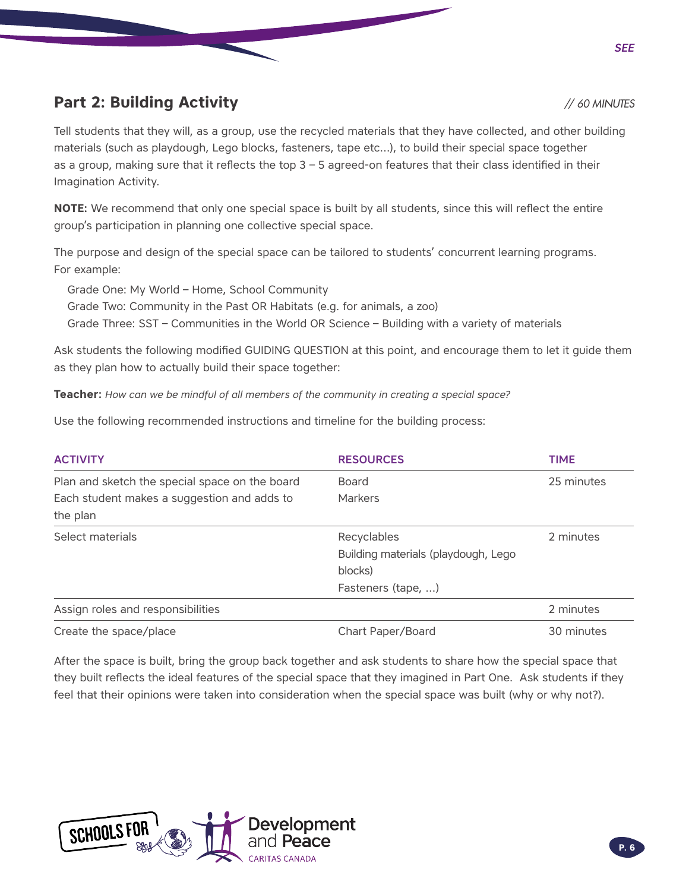## Part 2: Building Activity

*// 60 MINUTES*

Tell students that they will, as a group, use the recycled materials that they have collected, and other building materials (such as playdough, Lego blocks, fasteners, tape etc...), to build their special space together as a group, making sure that it reflects the top 3 – 5 agreed-on features that their class identified in their Imagination Activity.

**NOTE:** We recommend that only one special space is built by all students, since this will reflect the entire group's participation in planning one collective special space.

The purpose and design of the special space can be tailored to students' concurrent learning programs. For example:

Grade One: My World – Home, School Community
Grade Two: Community in the Past OR Habitats (e.g. for animals, a zoo)
Grade Three: SST – Communities in the World OR Science – Building with a variety of materials

Ask students the following modified GUIDING QUESTION at this point, and encourage them to let it guide them as they plan how to actually build their space together:

**Teacher:** *How can we be mindful of all members of the community in creating a special space?*

Use the following recommended instructions and timeline for the building process:

| ACTIVITY | RESOURCES | TIME |
|---|---|---|
| Plan and sketch the special space on the board<br>Each student makes a suggestion and adds to the plan | Board<br>Markers | 25 minutes |
| Select materials | Recyclables<br>Building materials (playdough, Lego blocks)<br>Fasteners (tape, ...) | 2 minutes |
| Assign roles and responsibilities | | 2 minutes |
| Create the space/place | Chart Paper/Board | 30 minutes |

After the space is built, bring the group back together and ask students to share how the special space that they built reflects the ideal features of the special space that they imagined in Part One. Ask students if they feel that their opinions were taken into consideration when the special space was built (why or why not?).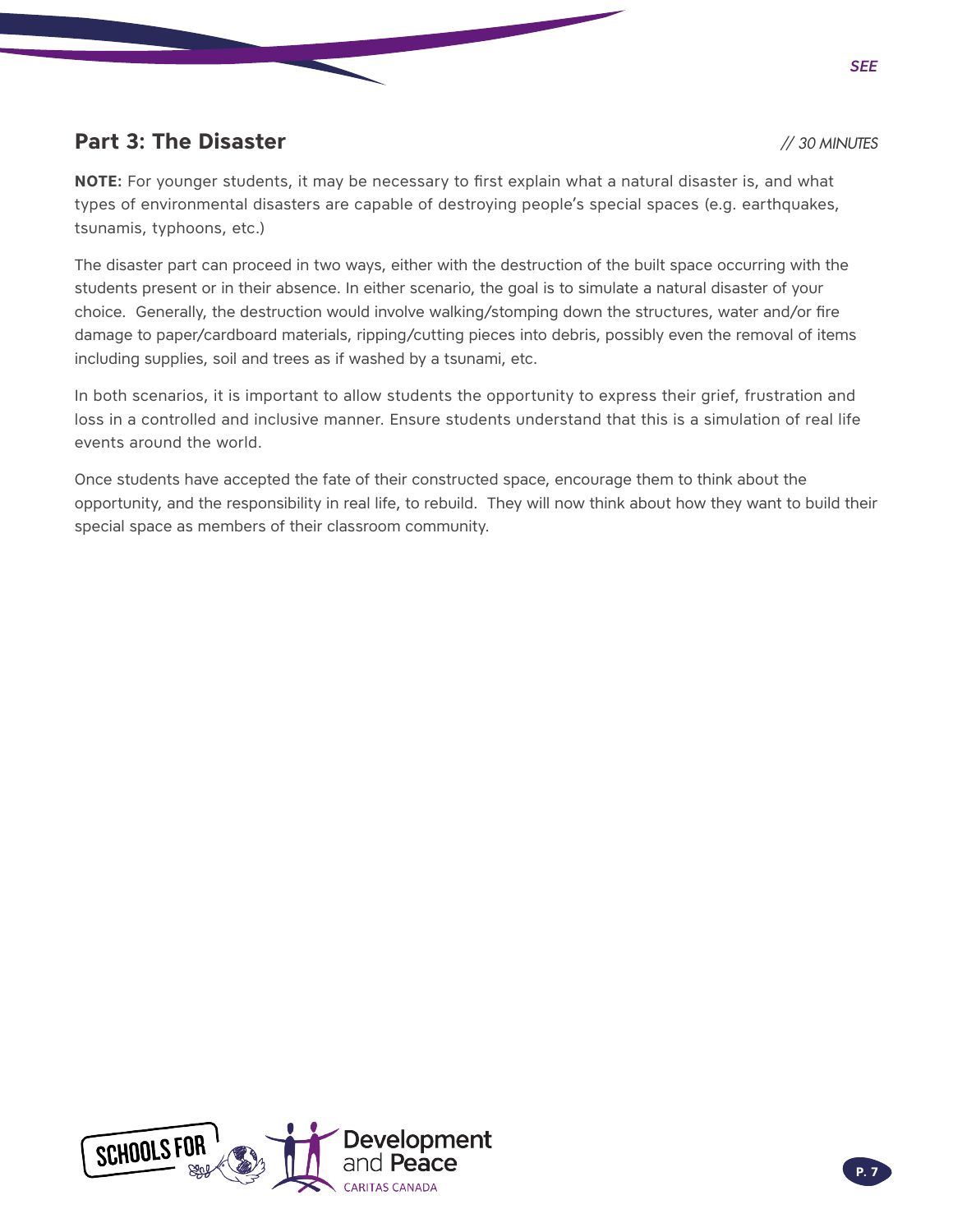## Part 3: The Disaster

*// 30 MINUTES*

**NOTE:** For younger students, it may be necessary to first explain what a natural disaster is, and what types of environmental disasters are capable of destroying people's special spaces (e.g. earthquakes, tsunamis, typhoons, etc.)

The disaster part can proceed in two ways, either with the destruction of the built space occurring with the students present or in their absence. In either scenario, the goal is to simulate a natural disaster of your choice. Generally, the destruction would involve walking/stomping down the structures, water and/or fire damage to paper/cardboard materials, ripping/cutting pieces into debris, possibly even the removal of items including supplies, soil and trees as if washed by a tsunami, etc.

In both scenarios, it is important to allow students the opportunity to express their grief, frustration and loss in a controlled and inclusive manner. Ensure students understand that this is a simulation of real life events around the world.

Once students have accepted the fate of their constructed space, encourage them to think about the opportunity, and the responsibility in real life, to rebuild. They will now think about how they want to build their special space as members of their classroom community.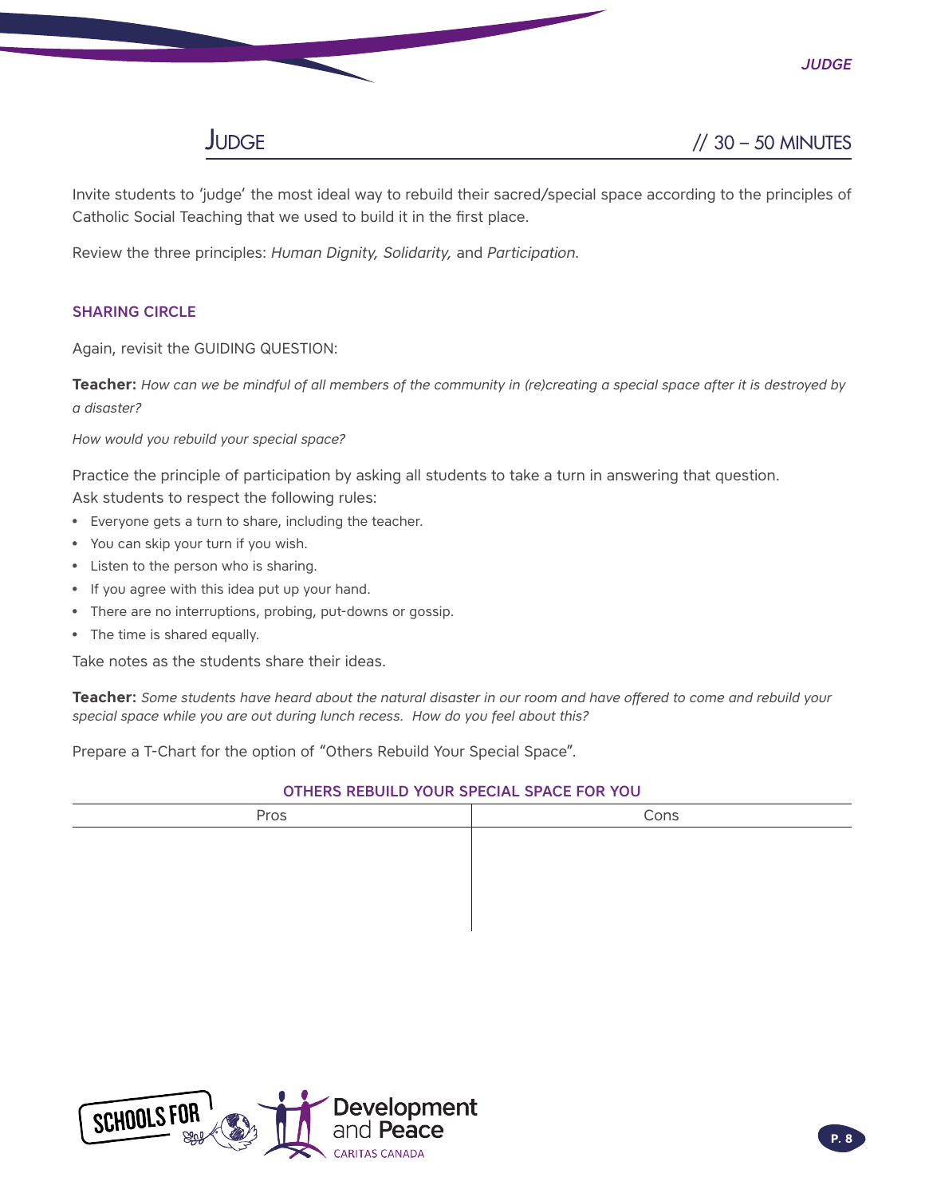## Judge // 30 – 50 MINUTES

Invite students to 'judge' the most ideal way to rebuild their sacred/special space according to the principles of Catholic Social Teaching that we used to build it in the first place.

Review the three principles: *Human Dignity, Solidarity,* and *Participation.*

### SHARING CIRCLE

Again, revisit the GUIDING QUESTION:

**Teacher:** *How can we be mindful of all members of the community in (re)creating a special space after it is destroyed by a disaster?*

*How would you rebuild your special space?*

Practice the principle of participation by asking all students to take a turn in answering that question.
Ask students to respect the following rules:

- Everyone gets a turn to share, including the teacher.
- You can skip your turn if you wish.
- Listen to the person who is sharing.
- If you agree with this idea put up your hand.
- There are no interruptions, probing, put-downs or gossip.
- The time is shared equally.

Take notes as the students share their ideas.

**Teacher:** *Some students have heard about the natural disaster in our room and have offered to come and rebuild your special space while you are out during lunch recess. How do you feel about this?*

Prepare a T-Chart for the option of "Others Rebuild Your Special Space".

**OTHERS REBUILD YOUR SPECIAL SPACE FOR YOU**

| Pros | Cons |
| --- | --- |
| | |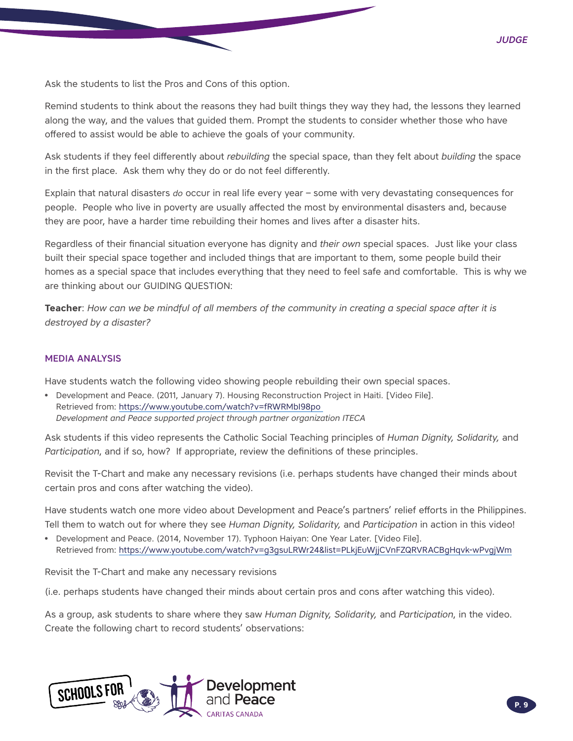Ask the students to list the Pros and Cons of this option.

Remind students to think about the reasons they had built things they way they had, the lessons they learned along the way, and the values that guided them. Prompt the students to consider whether those who have offered to assist would be able to achieve the goals of your community.

Ask students if they feel differently about *rebuilding* the special space, than they felt about *building* the space in the first place. Ask them why they do or do not feel differently.

Explain that natural disasters *do* occur in real life every year – some with very devastating consequences for people. People who live in poverty are usually affected the most by environmental disasters and, because they are poor, have a harder time rebuilding their homes and lives after a disaster hits.

Regardless of their financial situation everyone has dignity and *their own* special spaces. Just like your class built their special space together and included things that are important to them, some people build their homes as a special space that includes everything that they need to feel safe and comfortable. This is why we are thinking about our GUIDING QUESTION:

**Teacher**: *How can we be mindful of all members of the community in creating a special space after it is destroyed by a disaster?*

## MEDIA ANALYSIS

Have students watch the following video showing people rebuilding their own special spaces.

- Development and Peace. (2011, January 7). Housing Reconstruction Project in Haiti. [Video File]. Retrieved from: https://www.youtube.com/watch?v=fRWRMbI98po
  *Development and Peace supported project through partner organization ITECA*

Ask students if this video represents the Catholic Social Teaching principles of *Human Dignity, Solidarity,* and *Participation*, and if so, how? If appropriate, review the definitions of these principles.

Revisit the T-Chart and make any necessary revisions (i.e. perhaps students have changed their minds about certain pros and cons after watching the video).

Have students watch one more video about Development and Peace's partners' relief efforts in the Philippines. Tell them to watch out for where they see *Human Dignity, Solidarity,* and *Participation* in action in this video!

- Development and Peace. (2014, November 17). Typhoon Haiyan: One Year Later. [Video File]. Retrieved from: https://www.youtube.com/watch?v=g3gsuLRWr24&list=PLkjEuWjjCVnFZQRVRACBgHqvk-wPvgjWm

Revisit the T-Chart and make any necessary revisions

(i.e. perhaps students have changed their minds about certain pros and cons after watching this video).

As a group, ask students to share where they saw *Human Dignity, Solidarity,* and *Participation*, in the video. Create the following chart to record students' observations: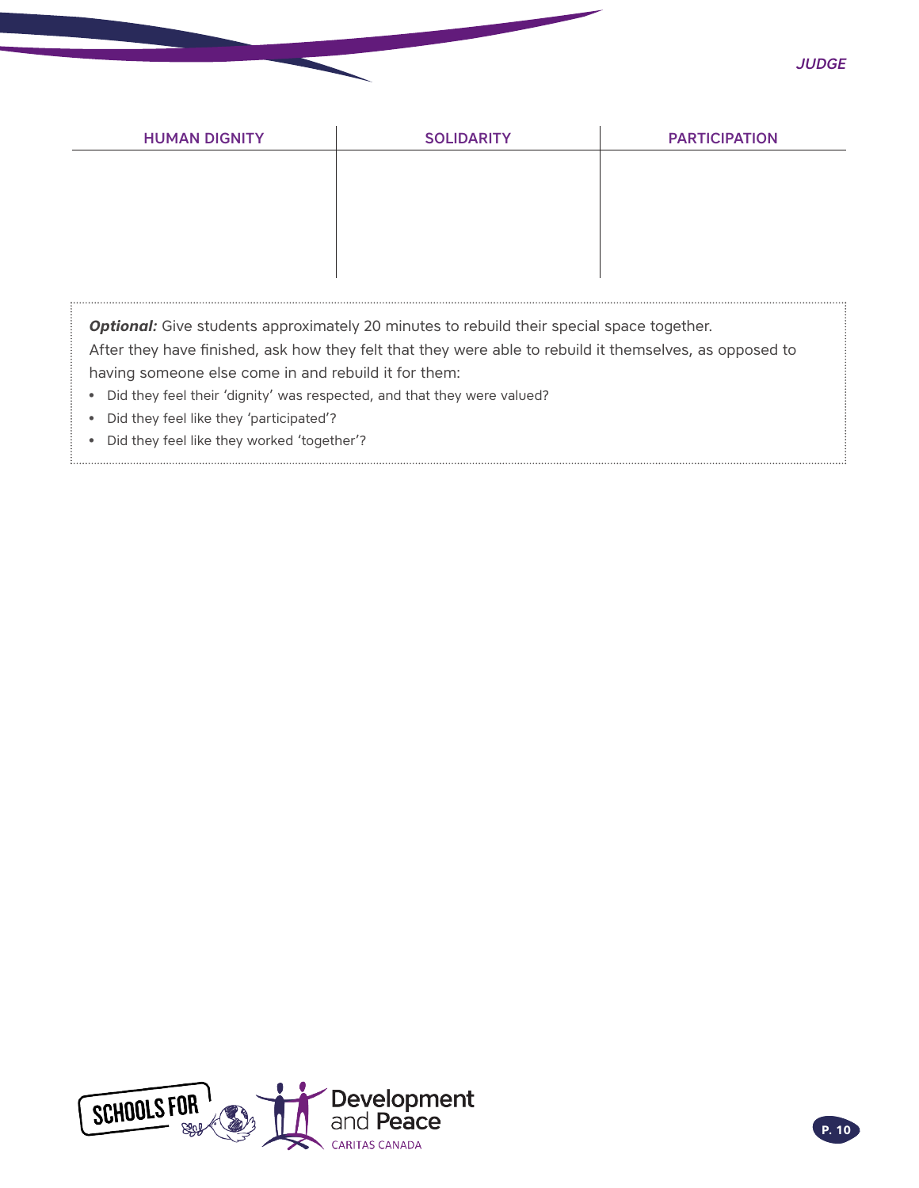| HUMAN DIGNITY | SOLIDARITY | PARTICIPATION |
| --- | --- | --- |
| | | |

***Optional:*** Give students approximately 20 minutes to rebuild their special space together. After they have finished, ask how they felt that they were able to rebuild it themselves, as opposed to having someone else come in and rebuild it for them:

- Did they feel their 'dignity' was respected, and that they were valued?
- Did they feel like they 'participated'?
- Did they feel like they worked 'together'?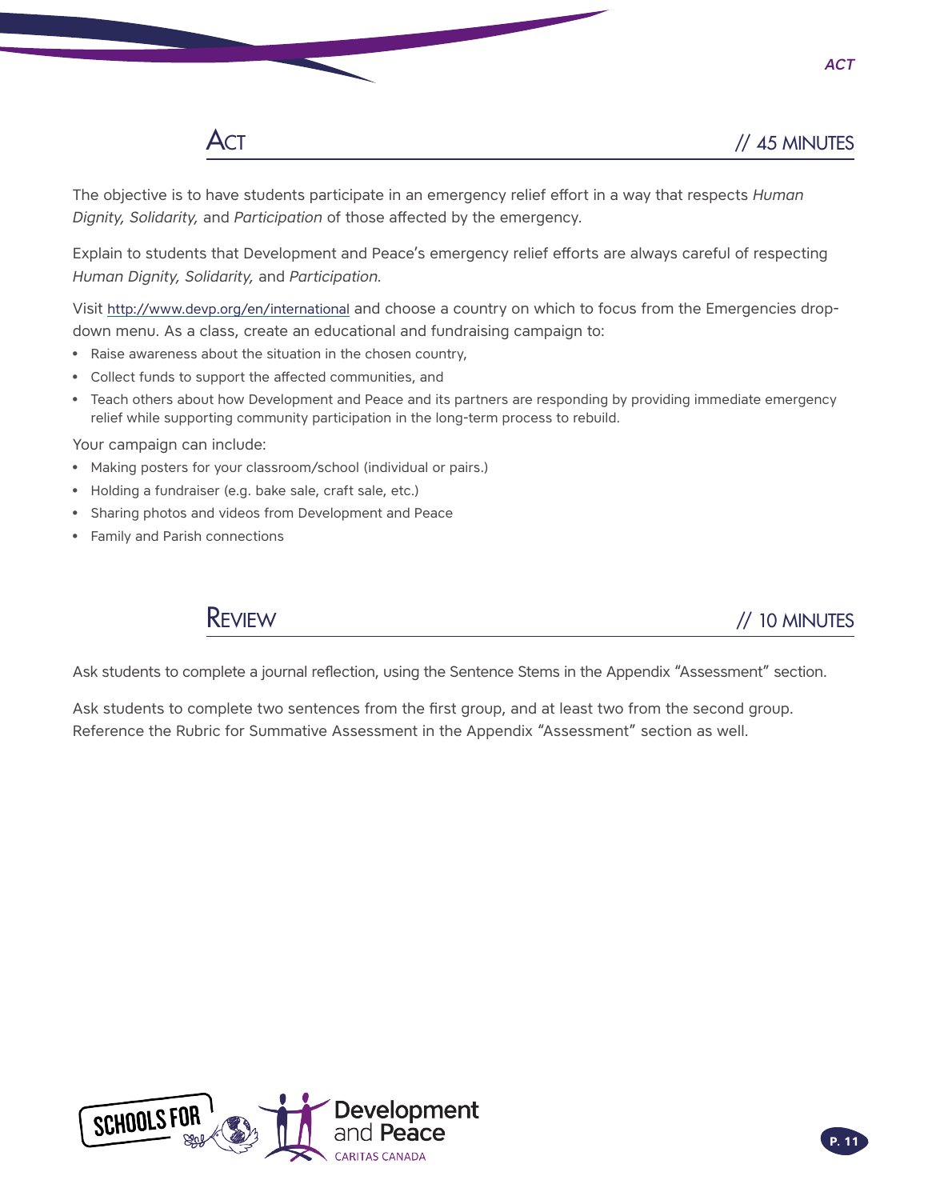## Act // 45 MINUTES

The objective is to have students participate in an emergency relief effort in a way that respects *Human Dignity, Solidarity,* and *Participation* of those affected by the emergency.

Explain to students that Development and Peace's emergency relief efforts are always careful of respecting *Human Dignity, Solidarity,* and *Participation.*

Visit http://www.devp.org/en/international and choose a country on which to focus from the Emergencies drop-down menu. As a class, create an educational and fundraising campaign to:

- Raise awareness about the situation in the chosen country,
- Collect funds to support the affected communities, and
- Teach others about how Development and Peace and its partners are responding by providing immediate emergency relief while supporting community participation in the long-term process to rebuild.

Your campaign can include:

- Making posters for your classroom/school (individual or pairs.)
- Holding a fundraiser (e.g. bake sale, craft sale, etc.)
- Sharing photos and videos from Development and Peace
- Family and Parish connections

## Review // 10 MINUTES

Ask students to complete a journal reflection, using the Sentence Stems in the Appendix "Assessment" section.

Ask students to complete two sentences from the first group, and at least two from the second group. Reference the Rubric for Summative Assessment in the Appendix "Assessment" section as well.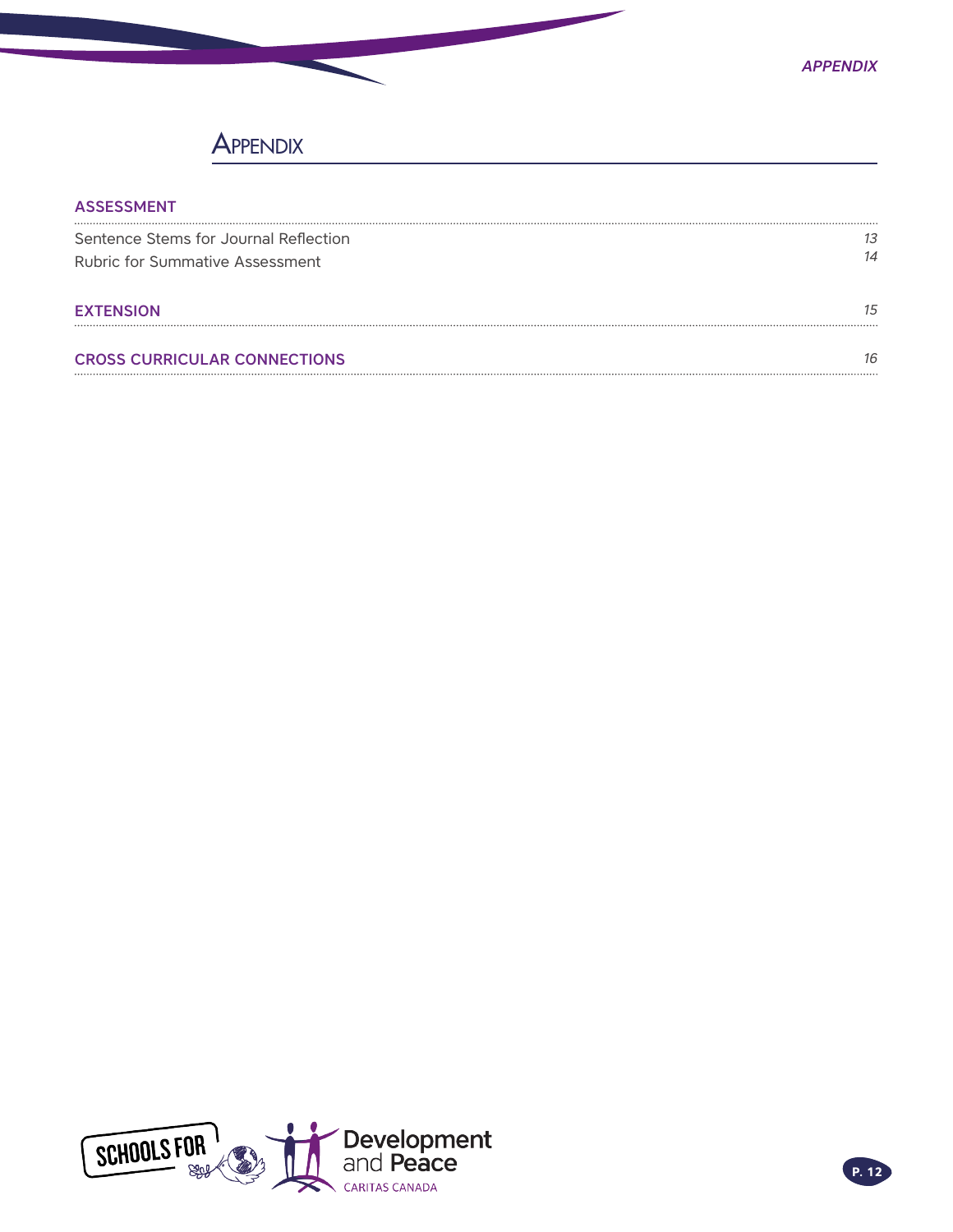# Appendix

**ASSESSMENT**

Sentence Stems for Journal Reflection *13*

Rubric for Summative Assessment *14*

**EXTENSION** *15*

**CROSS CURRICULAR CONNECTIONS** *16*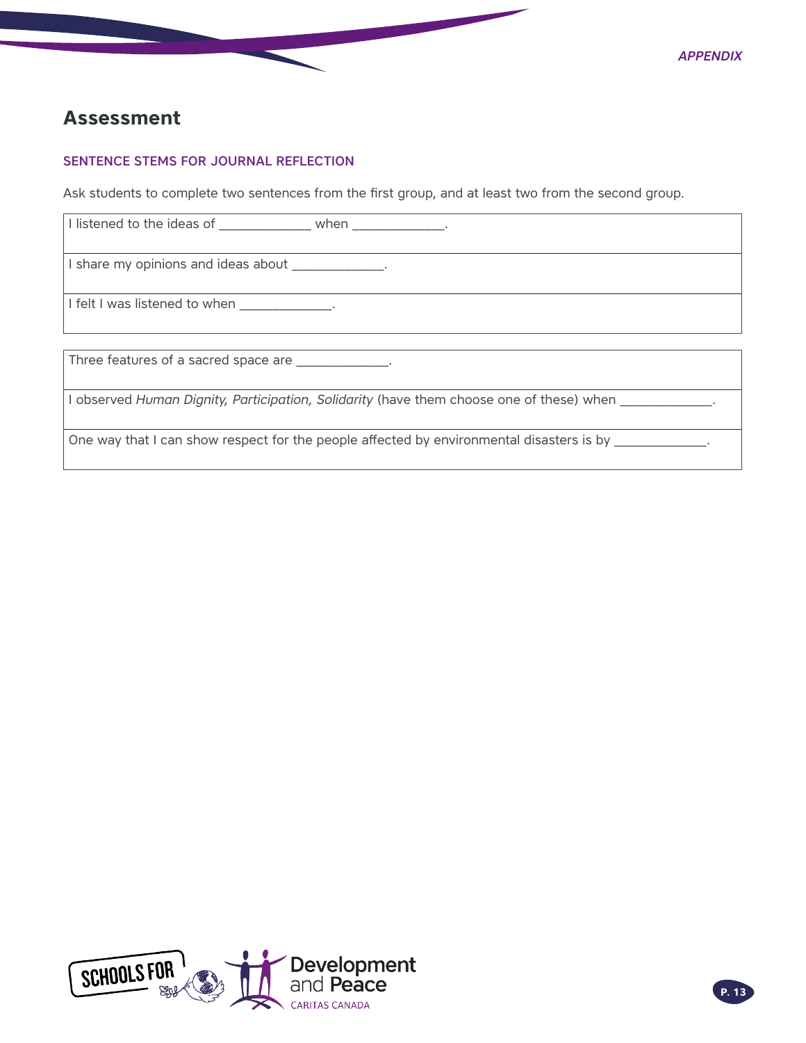## Assessment

### SENTENCE STEMS FOR JOURNAL REFLECTION

Ask students to complete two sentences from the first group, and at least two from the second group.

| |
|---|
| I listened to the ideas of _____________ when _____________. |
| I share my opinions and ideas about _____________. |
| I felt I was listened to when _____________. |

| |
|---|
| Three features of a sacred space are _____________. |
| I observed *Human Dignity, Participation, Solidarity* (have them choose one of these) when _____________. |
| One way that I can show respect for the people affected by environmental disasters is by _____________. |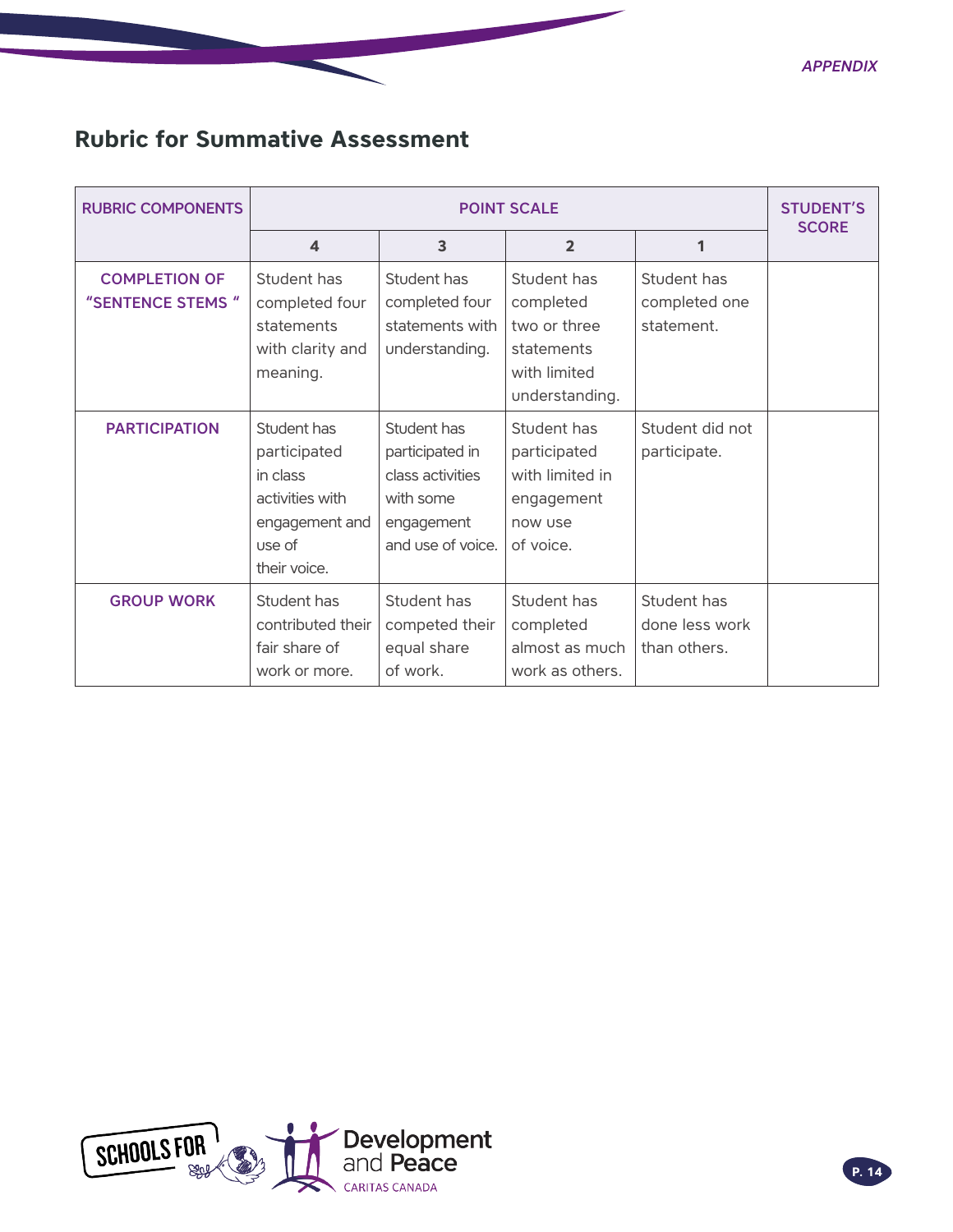## Rubric for Summative Assessment

| RUBRIC COMPONENTS | POINT SCALE | | | | STUDENT'S SCORE |
|---|---|---|---|---|---|
| | 4 | 3 | 2 | 1 | |
| COMPLETION OF "SENTENCE STEMS " | Student has completed four statements with clarity and meaning. | Student has completed four statements with understanding. | Student has completed two or three statements with limited understanding. | Student has completed one statement. | |
| PARTICIPATION | Student has participated in class activities with engagement and use of their voice. | Student has participated in class activities with some engagement and use of voice. | Student has participated with limited in engagement now use of voice. | Student did not participate. | |
| GROUP WORK | Student has contributed their fair share of work or more. | Student has competed their equal share of work. | Student has completed almost as much work as others. | Student has done less work than others. | |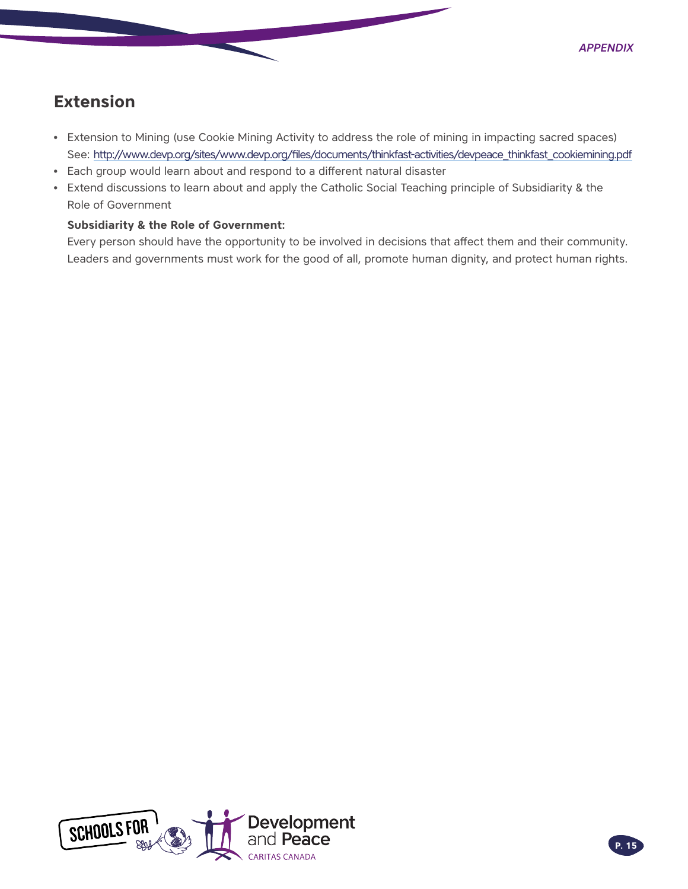## Extension

- Extension to Mining (use Cookie Mining Activity to address the role of mining in impacting sacred spaces) See: http://www.devp.org/sites/www.devp.org/files/documents/thinkfast-activities/devpeace_thinkfast_cookiemining.pdf
- Each group would learn about and respond to a different natural disaster
- Extend discussions to learn about and apply the Catholic Social Teaching principle of Subsidiarity & the Role of Government

  **Subsidiarity & the Role of Government:**
  Every person should have the opportunity to be involved in decisions that affect them and their community. Leaders and governments must work for the good of all, promote human dignity, and protect human rights.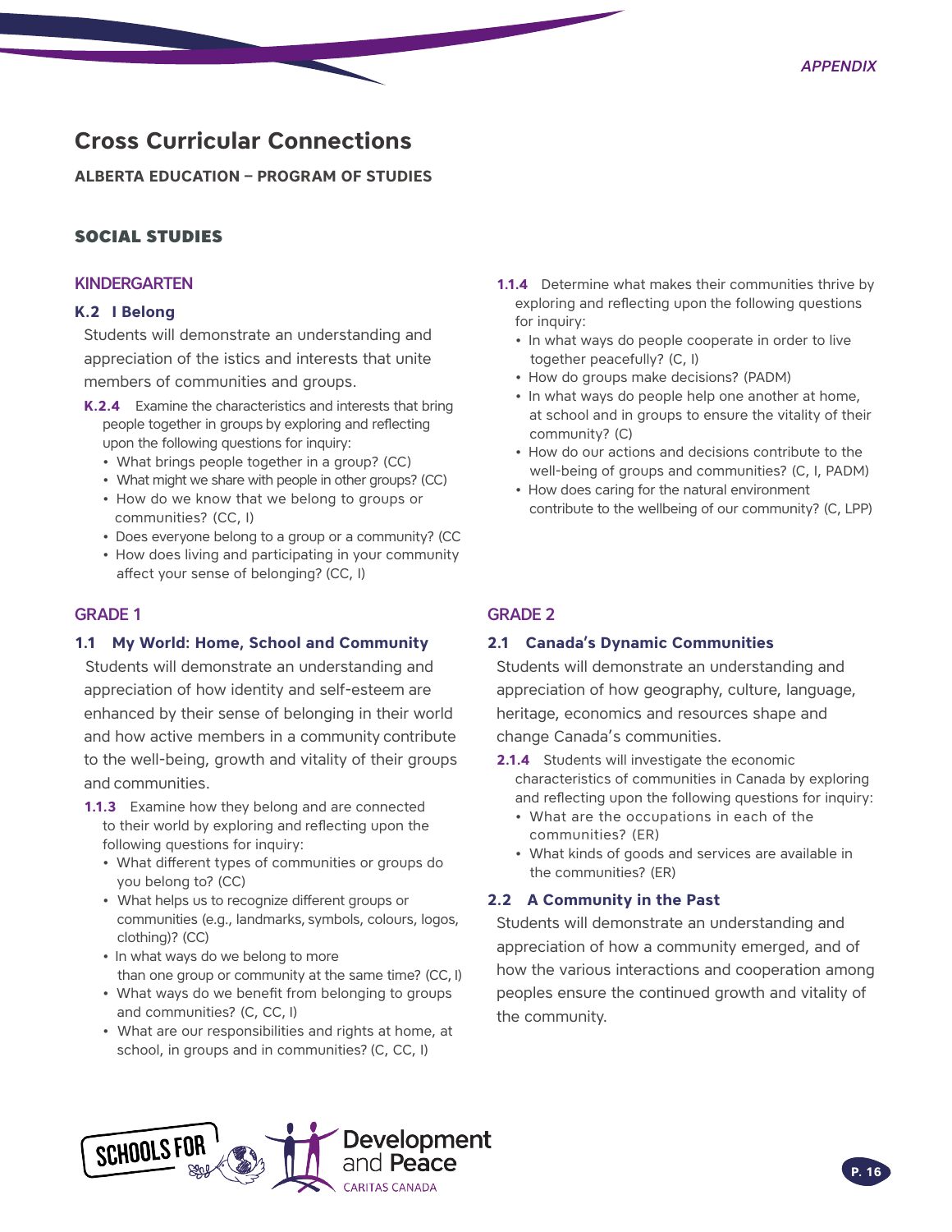# Cross Curricular Connections

**ALBERTA EDUCATION – PROGRAM OF STUDIES**

## SOCIAL STUDIES

### KINDERGARTEN

#### K.2 I Belong

Students will demonstrate an understanding and appreciation of the istics and interests that unite members of communities and groups.

**K.2.4** Examine the characteristics and interests that bring people together in groups by exploring and reflecting upon the following questions for inquiry:

- What brings people together in a group? (CC)
- What might we share with people in other groups? (CC)
- How do we know that we belong to groups or communities? (CC, I)
- Does everyone belong to a group or a community? (CC
- How does living and participating in your community affect your sense of belonging? (CC, I)

### GRADE 1

#### 1.1 My World: Home, School and Community

Students will demonstrate an understanding and appreciation of how identity and self-esteem are enhanced by their sense of belonging in their world and how active members in a community contribute to the well-being, growth and vitality of their groups and communities.

**1.1.3** Examine how they belong and are connected to their world by exploring and reflecting upon the following questions for inquiry:

- What different types of communities or groups do you belong to? (CC)
- What helps us to recognize different groups or communities (e.g., landmarks, symbols, colours, logos, clothing)? (CC)
- In what ways do we belong to more than one group or community at the same time? (CC, I)
- What ways do we benefit from belonging to groups and communities? (C, CC, I)
- What are our responsibilities and rights at home, at school, in groups and in communities? (C, CC, I)

**1.1.4** Determine what makes their communities thrive by exploring and reflecting upon the following questions for inquiry:

- In what ways do people cooperate in order to live together peacefully? (C, I)
- How do groups make decisions? (PADM)
- In what ways do people help one another at home, at school and in groups to ensure the vitality of their community? (C)
- How do our actions and decisions contribute to the well-being of groups and communities? (C, I, PADM)
- How does caring for the natural environment contribute to the wellbeing of our community? (C, LPP)

### GRADE 2

#### 2.1 Canada's Dynamic Communities

Students will demonstrate an understanding and appreciation of how geography, culture, language, heritage, economics and resources shape and change Canada's communities.

**2.1.4** Students will investigate the economic characteristics of communities in Canada by exploring and reflecting upon the following questions for inquiry:

- What are the occupations in each of the communities? (ER)
- What kinds of goods and services are available in the communities? (ER)

#### 2.2 A Community in the Past

Students will demonstrate an understanding and appreciation of how a community emerged, and of how the various interactions and cooperation among peoples ensure the continued growth and vitality of the community.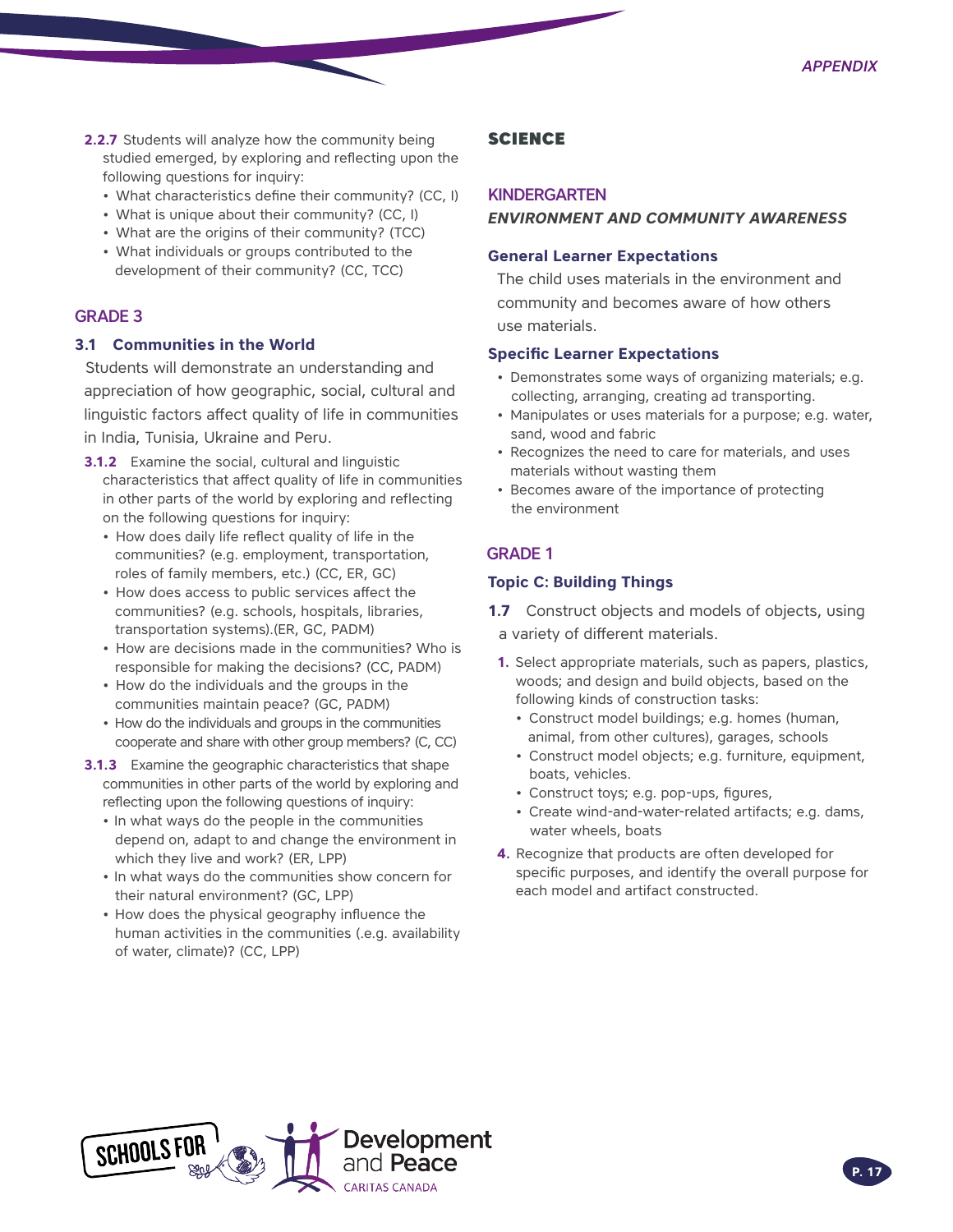**2.2.7** Students will analyze how the community being studied emerged, by exploring and reflecting upon the following questions for inquiry:
- What characteristics define their community? (CC, I)
- What is unique about their community? (CC, I)
- What are the origins of their community? (TCC)
- What individuals or groups contributed to the development of their community? (CC, TCC)

## GRADE 3

### 3.1 Communities in the World

Students will demonstrate an understanding and appreciation of how geographic, social, cultural and linguistic factors affect quality of life in communities in India, Tunisia, Ukraine and Peru.

**3.1.2** Examine the social, cultural and linguistic characteristics that affect quality of life in communities in other parts of the world by exploring and reflecting on the following questions for inquiry:
- How does daily life reflect quality of life in the communities? (e.g. employment, transportation, roles of family members, etc.) (CC, ER, GC)
- How does access to public services affect the communities? (e.g. schools, hospitals, libraries, transportation systems).(ER, GC, PADM)
- How are decisions made in the communities? Who is responsible for making the decisions? (CC, PADM)
- How do the individuals and the groups in the communities maintain peace? (GC, PADM)
- How do the individuals and groups in the communities cooperate and share with other group members? (C, CC)

**3.1.3** Examine the geographic characteristics that shape communities in other parts of the world by exploring and reflecting upon the following questions of inquiry:
- In what ways do the people in the communities depend on, adapt to and change the environment in which they live and work? (ER, LPP)
- In what ways do the communities show concern for their natural environment? (GC, LPP)
- How does the physical geography influence the human activities in the communities (.e.g. availability of water, climate)? (CC, LPP)

# SCIENCE

## KINDERGARTEN

***ENVIRONMENT AND COMMUNITY AWARENESS***

### General Learner Expectations

The child uses materials in the environment and community and becomes aware of how others use materials.

### Specific Learner Expectations

- Demonstrates some ways of organizing materials; e.g. collecting, arranging, creating ad transporting.
- Manipulates or uses materials for a purpose; e.g. water, sand, wood and fabric
- Recognizes the need to care for materials, and uses materials without wasting them
- Becomes aware of the importance of protecting the environment

## GRADE 1

### Topic C: Building Things

**1.7** Construct objects and models of objects, using a variety of different materials.

1. Select appropriate materials, such as papers, plastics, woods; and design and build objects, based on the following kinds of construction tasks:
   - Construct model buildings; e.g. homes (human, animal, from other cultures), garages, schools
   - Construct model objects; e.g. furniture, equipment, boats, vehicles.
   - Construct toys; e.g. pop-ups, figures,
   - Create wind-and-water-related artifacts; e.g. dams, water wheels, boats
4. Recognize that products are often developed for specific purposes, and identify the overall purpose for each model and artifact constructed.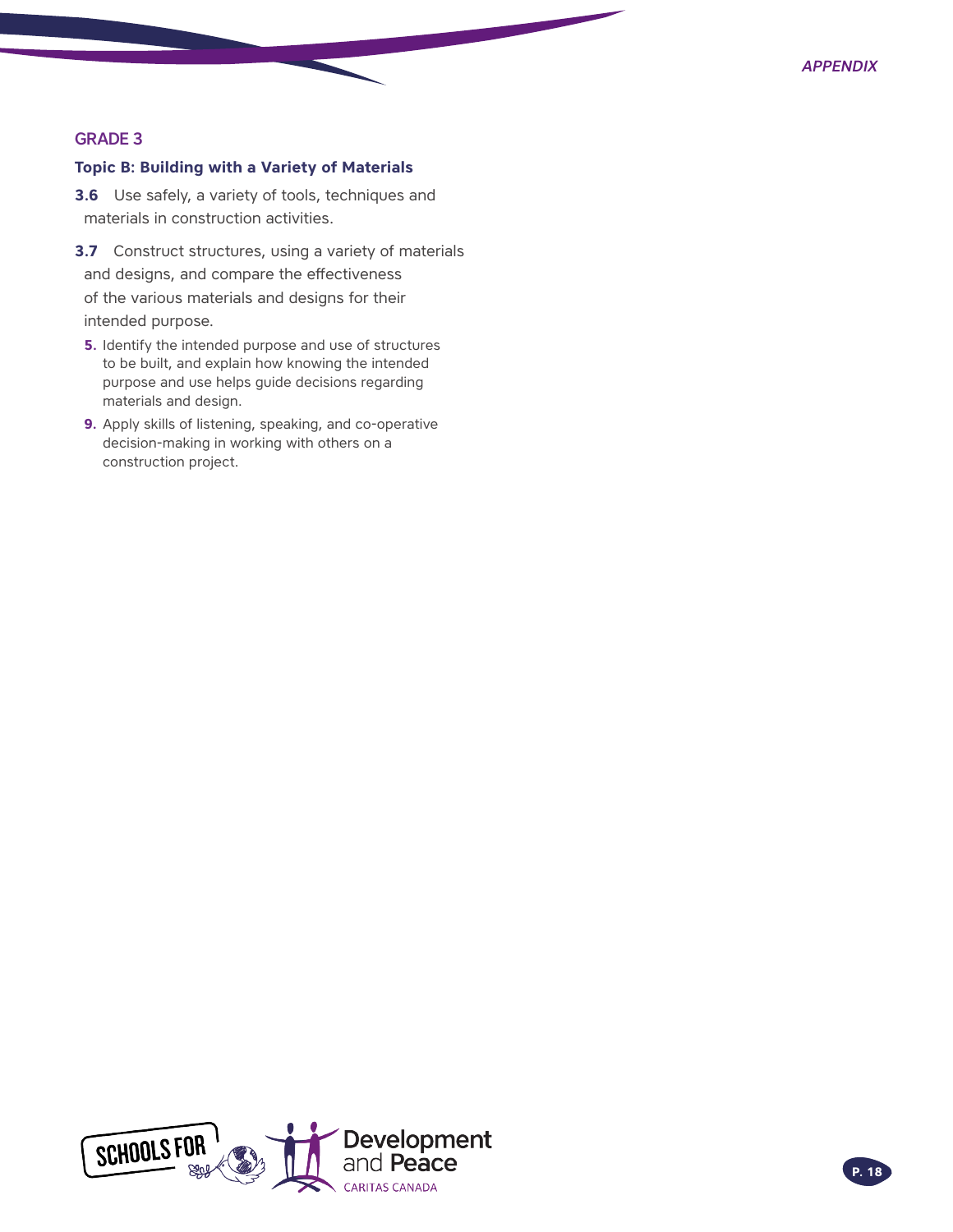## GRADE 3

### Topic B: Building with a Variety of Materials

**3.6** Use safely, a variety of tools, techniques and materials in construction activities.

**3.7** Construct structures, using a variety of materials and designs, and compare the effectiveness of the various materials and designs for their intended purpose.

5. Identify the intended purpose and use of structures to be built, and explain how knowing the intended purpose and use helps guide decisions regarding materials and design.
9. Apply skills of listening, speaking, and co-operative decision-making in working with others on a construction project.